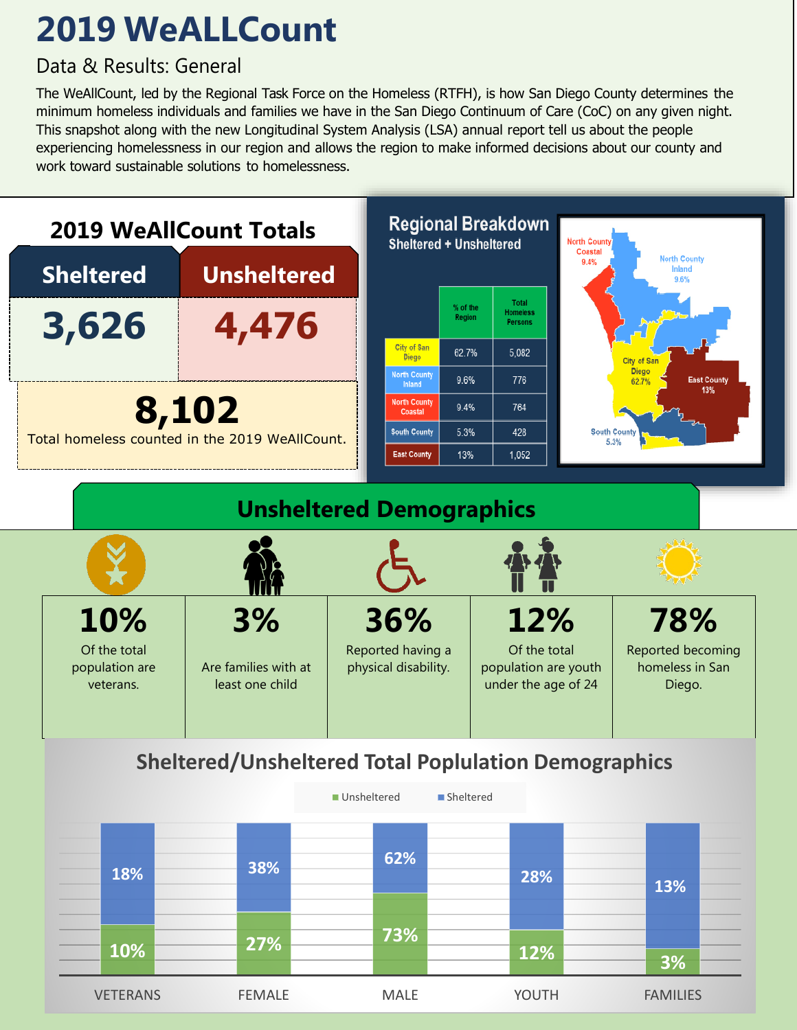# 2019 WeALLCount

## Data & Results: General

The WeAllCount, led by the Regional Task Force on the Homeless (RTFH), is how San Diego County determines the minimum homeless individuals and families we have in the San Diego Continuum of Care (CoC) on any given night. This snapshot along with the new Longitudinal System Analysis (LSA) annual report tell us about the people experiencing homelessness in our region and allows the region to make informed decisions about our county and work toward sustainable solutions to homelessness.

## 2019 WeAllCount Totals

| Sheltered | Unsheltered |
|---|---|
| 3,626 | 4,476 |

**8,102**

Total homeless counted in the 2019 WeAllCount.

## Regional Breakdown

Sheltered + Unsheltered

| | % of the Region | Total Homeless Persons |
|---|---|---|
| City of San Diego | 62.7% | 5,082 |
| North County Inland | 9.6% | 776 |
| North County Coastal | 9.4% | 764 |
| South County | 5.3% | 428 |
| East County | 13% | 1,052 |

North County Coastal 9.4%
North County Inland 9.6%
City of San Diego 62.7%
East County 13%
South County 5.3%

## Unsheltered Demographics

| 10% | 3% | 36% | 12% | 78% |
|---|---|---|---|---|
| Of the total population are veterans. | Are families with at least one child | Reported having a physical disability. | Of the total population are youth under the age of 24 | Reported becoming homeless in San Diego. |

## Sheltered/Unsheltered Total Poplulation Demographics

| | Unsheltered | Sheltered |
|---|---|---|
| VETERANS | 10% | 18% |
| FEMALE | 27% | 38% |
| MALE | 73% | 62% |
| YOUTH | 12% | 28% |
| FAMILIES | 3% | 13% |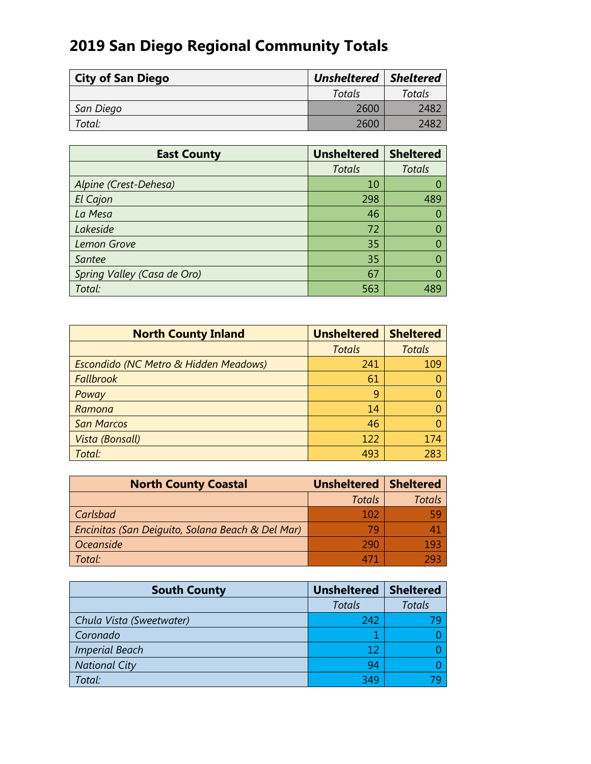# 2019 San Diego Regional Community Totals

| ***City of San Diego*** | ***Unsheltered*** | ***Sheltered*** |
|---|---|---|
| | *Totals* | *Totals* |
| *San Diego* | 2600 | 2482 |
| *Total:* | 2600 | 2482 |

| **East County** | **Unsheltered** | **Sheltered** |
|---|---|---|
| | *Totals* | *Totals* |
| *Alpine (Crest-Dehesa)* | 10 | 0 |
| *El Cajon* | 298 | 489 |
| *La Mesa* | 46 | 0 |
| *Lakeside* | 72 | 0 |
| *Lemon Grove* | 35 | 0 |
| *Santee* | 35 | 0 |
| *Spring Valley (Casa de Oro)* | 67 | 0 |
| *Total:* | 563 | 489 |

| **North County Inland** | **Unsheltered** | **Sheltered** |
|---|---|---|
| | *Totals* | *Totals* |
| *Escondido (NC Metro & Hidden Meadows)* | 241 | 109 |
| *Fallbrook* | 61 | 0 |
| *Poway* | 9 | 0 |
| *Ramona* | 14 | 0 |
| *San Marcos* | 46 | 0 |
| *Vista (Bonsall)* | 122 | 174 |
| *Total:* | 493 | 283 |

| **North County Coastal** | **Unsheltered** | **Sheltered** |
|---|---|---|
| | *Totals* | *Totals* |
| *Carlsbad* | 102 | 59 |
| *Encinitas (San Deiguito, Solana Beach & Del Mar)* | 79 | 41 |
| *Oceanside* | 290 | 193 |
| *Total:* | 471 | 293 |

| **South County** | **Unsheltered** | **Sheltered** |
|---|---|---|
| | *Totals* | *Totals* |
| *Chula Vista (Sweetwater)* | 242 | 79 |
| *Coronado* | 1 | 0 |
| *Imperial Beach* | 12 | 0 |
| *National City* | 94 | 0 |
| *Total:* | 349 | 79 |